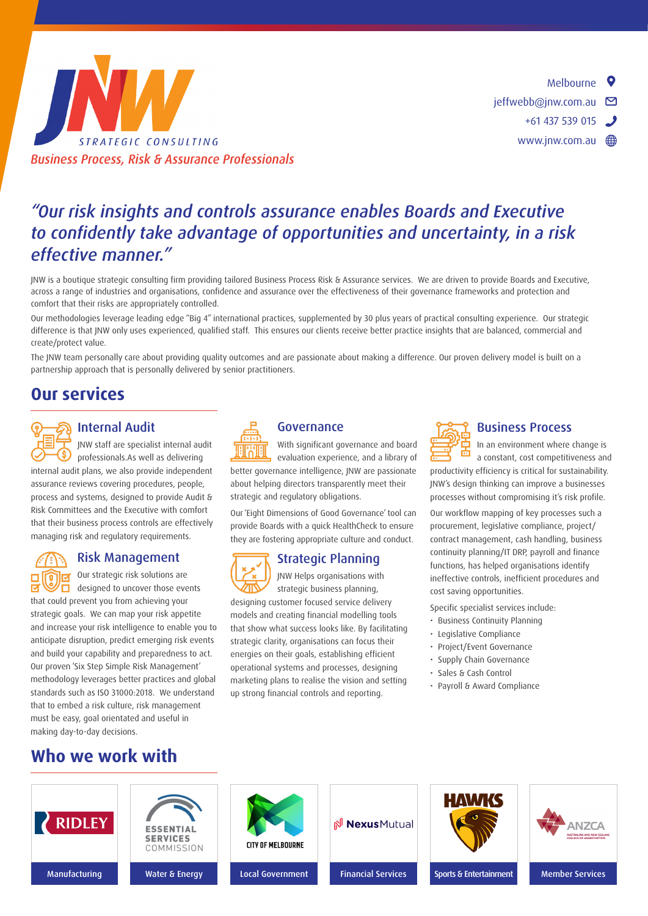JNW STRATEGIC CONSULTING

*Business Process, Risk & Assurance Professionals*

Melbourne
jeffwebb@jnw.com.au
+61 437 539 015
www.jnw.com.au

# *"Our risk insights and controls assurance enables Boards and Executive to confidently take advantage of opportunities and uncertainty, in a risk effective manner."*

JNW is a boutique strategic consulting firm providing tailored Business Process Risk & Assurance services. We are driven to provide Boards and Executive, across a range of industries and organisations, confidence and assurance over the effectiveness of their governance frameworks and protection and comfort that their risks are appropriately controlled.

Our methodologies leverage leading edge "Big 4" international practices, supplemented by 30 plus years of practical consulting experience. Our strategic difference is that JNW only uses experienced, qualified staff. This ensures our clients receive better practice insights that are balanced, commercial and create/protect value.

The JNW team personally care about providing quality outcomes and are passionate about making a difference. Our proven delivery model is built on a partnership approach that is personally delivered by senior practitioners.

## Our services

### Internal Audit

JNW staff are specialist internal audit professionals.As well as delivering internal audit plans, we also provide independent assurance reviews covering procedures, people, process and systems, designed to provide Audit & Risk Committees and the Executive with comfort that their business process controls are effectively managing risk and regulatory requirements.

### Risk Management

Our strategic risk solutions are designed to uncover those events that could prevent you from achieving your strategic goals. We can map your risk appetite and increase your risk intelligence to enable you to anticipate disruption, predict emerging risk events and build your capability and preparedness to act. Our proven 'Six Step Simple Risk Management' methodology leverages better practices and global standards such as ISO 31000:2018. We understand that to embed a risk culture, risk management must be easy, goal orientated and useful in making day-to-day decisions.

### Governance

With significant governance and board evaluation experience, and a library of better governance intelligence, JNW are passionate about helping directors transparently meet their strategic and regulatory obligations.

Our 'Eight Dimensions of Good Governance' tool can provide Boards with a quick HealthCheck to ensure they are fostering appropriate culture and conduct.

### Strategic Planning

JNW Helps organisations with strategic business planning, designing customer focused service delivery models and creating financial modelling tools that show what success looks like. By facilitating strategic clarity, organisations can focus their energies on their goals, establishing efficient operational systems and processes, designing marketing plans to realise the vision and setting up strong financial controls and reporting.

### Business Process

In an environment where change is a constant, cost competitiveness and productivity efficiency is critical for sustainability. JNW's design thinking can improve a businesses processes without compromising it's risk profile.

Our workflow mapping of key processes such a procurement, legislative compliance, project/contract management, cash handling, business continuity planning/IT DRP, payroll and finance functions, has helped organisations identify ineffective controls, inefficient procedures and cost saving opportunities.

Specific specialist services include:

- Business Continuity Planning
- Legislative Compliance
- Project/Event Governance
- Supply Chain Governance
- Sales & Cash Control
- Payroll & Award Compliance

## Who we work with

| RIDLEY | ESSENTIAL SERVICES COMMISSION | CITY OF MELBOURNE | NexusMutual | HAWKS | ANZCA |
|---|---|---|---|---|---|
| Manufacturing | Water & Energy | Local Government | Financial Services | Sports & Entertainment | Member Services |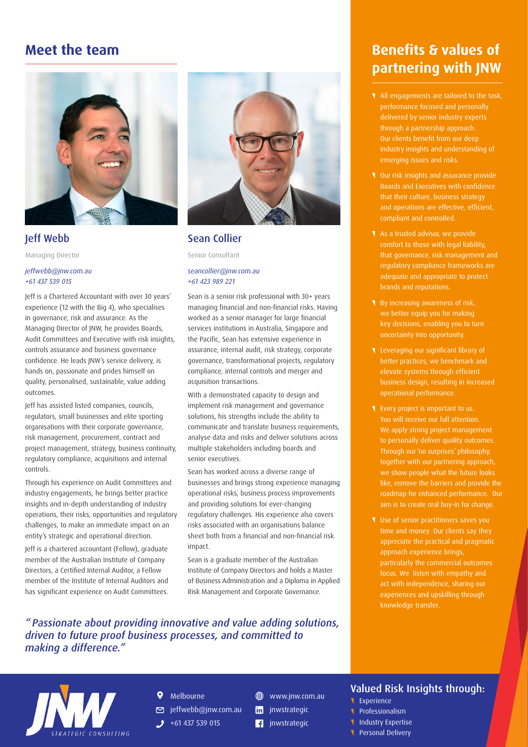## Meet the team

### Jeff Webb

Managing Director

*jeffwebb@jnw.com.au*
*+61 437 539 015*

Jeff is a Chartered Accountant with over 30 years' experience (12 with the Big 4), who specialises in governance, risk and assurance. As the Managing Director of JNW, he provides Boards, Audit Committees and Executive with risk insights, controls assurance and business governance confidence. He leads JNW's service delivery, is hands on, passionate and prides himself on quality, personalised, sustainable, value adding outcomes.

Jeff has assisted listed companies, councils, regulators, small businesses and elite sporting organisations with their corporate governance, risk management, procurement, contract and project management, strategy, business continuity, regulatory compliance, acquisitions and internal controls.

Through his experience on Audit Committees and industry engagements, he brings better practice insights and in-depth understanding of industry operations, their risks, opportunities and regulatory challenges, to make an immediate impact on an entity's strategic and operational direction.

Jeff is a chartered accountant (Fellow), graduate member of the Australian Institute of Company Directors, a Certified Internal Auditor, a Fellow member of the Institute of Internal Auditors and has significant experience on Audit Committees.

### Sean Collier

Senior Consultant

*seancollier@jnw.com.au*
*+61 423 989 221*

Sean is a senior risk professional with 30+ years managing financial and non-financial risks. Having worked as a senior manager for large financial services institutions in Australia, Singapore and the Pacific, Sean has extensive experience in assurance, internal audit, risk strategy, corporate governance, transformational projects, regulatory compliance, internal controls and merger and acquisition transactions.

With a demonstrated capacity to design and implement risk management and governance solutions, his strengths include the ability to communicate and translate business requirements, analyse data and risks and deliver solutions across multiple stakeholders including boards and senior executives.

Sean has worked across a diverse range of businesses and brings strong experience managing operational risks, business process improvements and providing solutions for ever-changing regulatory challenges. His experience also covers risks associated with an organisations balance sheet both from a financial and non-financial risk impact.

Sean is a graduate member of the Australian Institute of Company Directors and holds a Master of Business Administration and a Diploma in Applied Risk Management and Corporate Governance.

*" Passionate about providing innovative and value adding solutions, driven to future proof business processes, and committed to making a difference."*

## Benefits & values of partnering with JNW

- All engagements are tailored to the task, performance focused and personally delivered by senior industry experts through a partnership approach. Our clients benefit from our deep industry insights and understanding of emerging issues and risks.
- Our risk insights and assurance provide Boards and Executives with confidence that their culture, business strategy and operations are effective, efficient, compliant and controlled.
- As a trusted advisor, we provide comfort to those with legal liability, that governance, risk management and regulatory compliance frameworks are adequate and appropriate to protect brands and reputations.
- By increasing awareness of risk, we better equip you for making key decisions, enabling you to turn uncertainty into opportunity.
- Leveraging our significant library of better practices, we benchmark and elevate systems through efficient business design, resulting in increased operational performance.
- Every project is important to us. You will receive our full attention. We apply strong project management to personally deliver quality outcomes. Through our 'no surprises' philosophy, together with our partnering approach, we show people what the future looks like, remove the barriers and provide the roadmap for enhanced performance. Our aim is to create real buy-in for change.
- Use of senior practitioners saves you time and money. Our clients say they appreciate the practical and pragmatic approach experience brings, particularly the commercial outcomes focus. We listen with empathy and act with independence, sharing our experiences and upskilling through knowledge transfer.

JNW STRATEGIC CONSULTING

Melbourne
jeffwebb@jnw.com.au
+61 437 539 015

www.jnw.com.au
jnwstrategic
jnwstrategic

### Valued Risk Insights through:

- Experience
- Professionalism
- Industry Expertise
- Personal Delivery